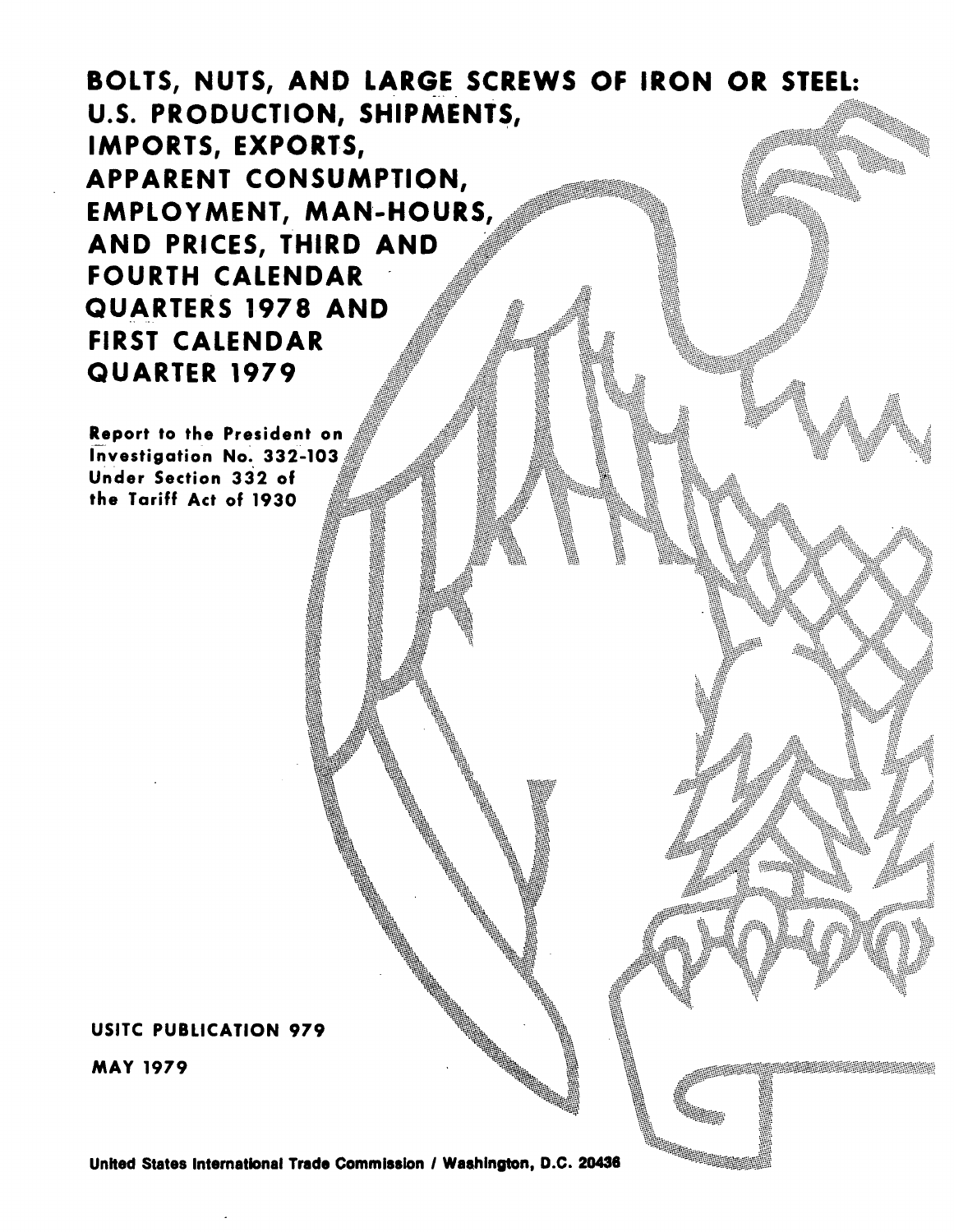# BOLTS, NUTS, AND LARGE SCREWS OF IRON OR STEEL: U.S. PRODUCTION, SHIPMENTS, IMPORTS, EXPORTS, APPARENT CONSUMPTION, EMPLOYMENT, MAN-HOURS, AND PRICES, THIRD AND FOURTH CALENDAR QUARTERS 1978 AND FIRST CALENDAR QUARTER 1979

Report to the President on Investigation No. 332-103 Under Section 332 of the Tariff Act of 1930

USITC PUBLICATION 979

MAY 1979

United States International Trade Commission / Washington, D.C. 20436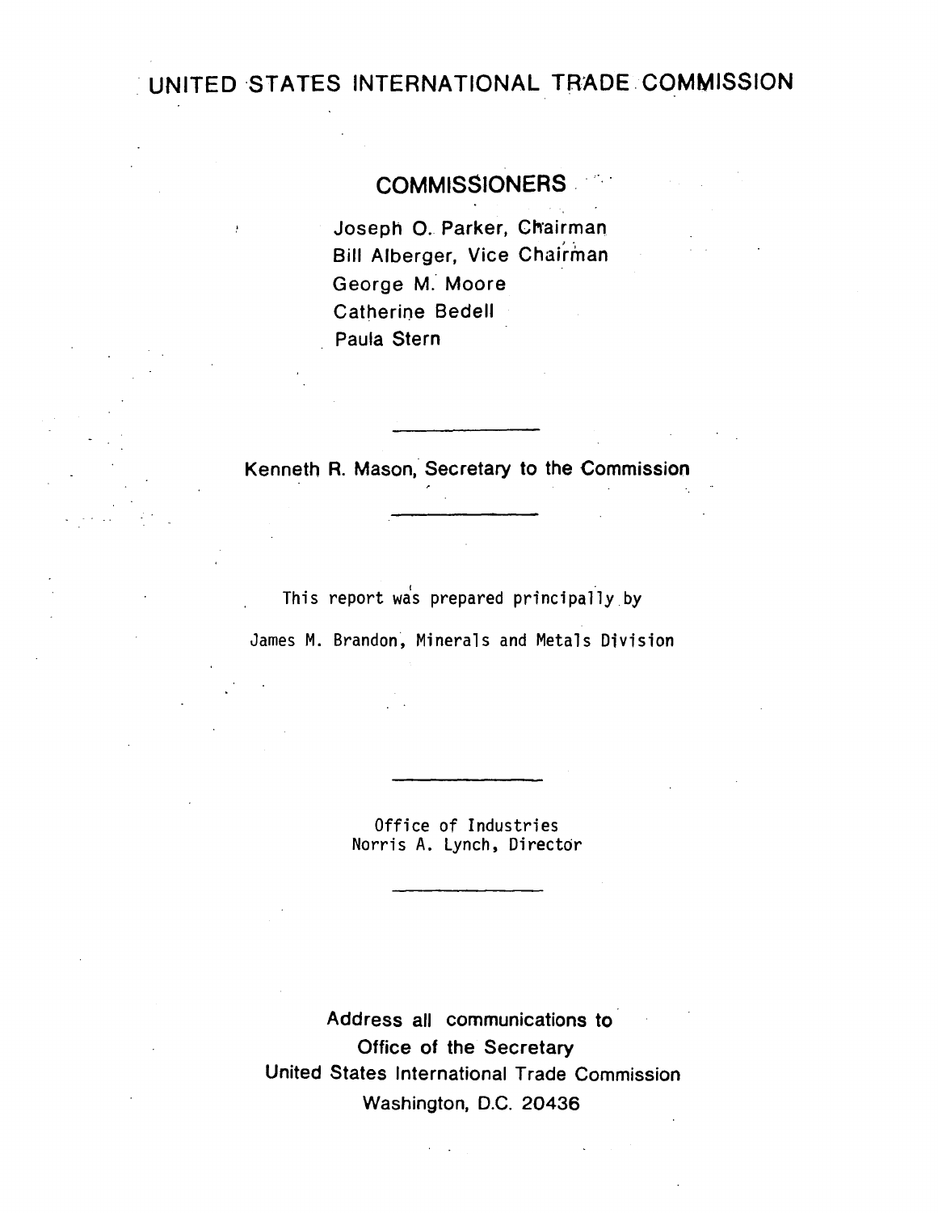# UNITED STATES INTERNATIONAL TRADE COMMISSION

## COMMISSIONERS

Joseph O. Parker, Chairman
Bill Alberger, Vice Chairman
George M. Moore
Catherine Bedell
Paula Stern

---

Kenneth R. Mason, Secretary to the Commission

---

This report was prepared principally by

James M. Brandon, Minerals and Metals Division

---

Office of Industries
Norris A. Lynch, Director

---

Address all communications to
Office of the Secretary
United States International Trade Commission
Washington, D.C. 20436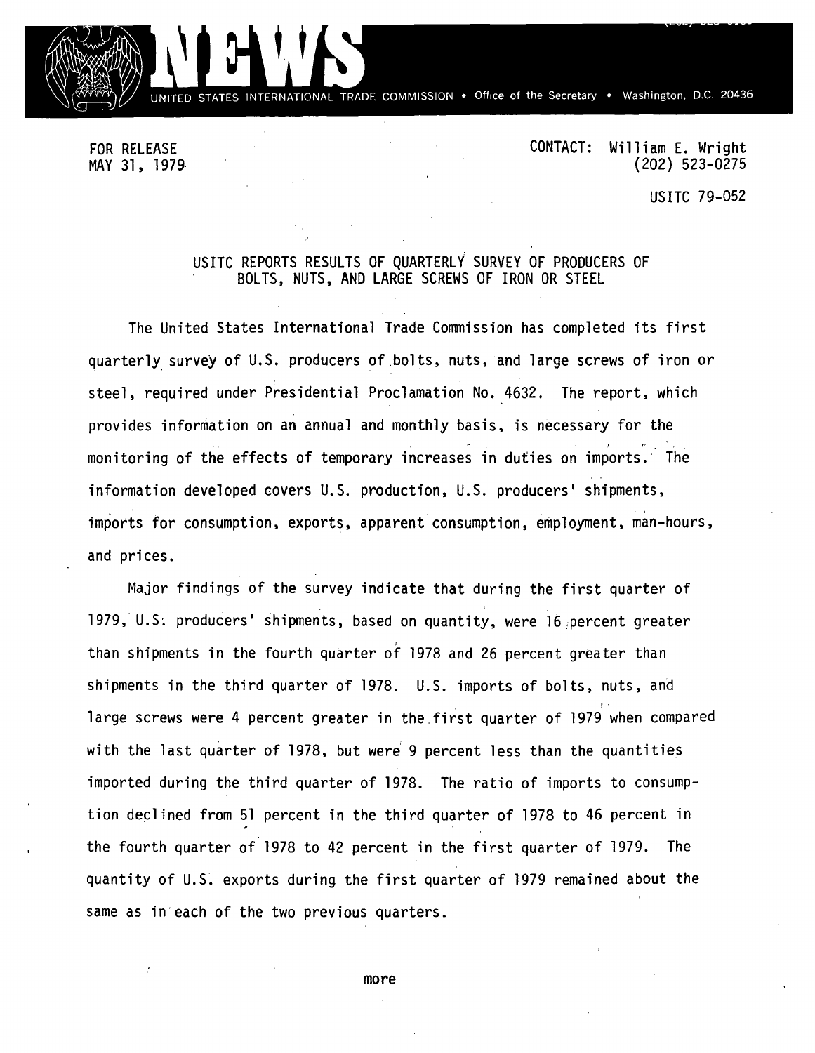# NEWS

UNITED STATES INTERNATIONAL TRADE COMMISSION • Office of the Secretary • Washington, D.C. 20436

FOR RELEASE
MAY 31, 1979

CONTACT: William E. Wright
(202) 523-0275

USITC 79-052

## USITC REPORTS RESULTS OF QUARTERLY SURVEY OF PRODUCERS OF BOLTS, NUTS, AND LARGE SCREWS OF IRON OR STEEL

The United States International Trade Commission has completed its first quarterly survey of U.S. producers of bolts, nuts, and large screws of iron or steel, required under Presidential Proclamation No. 4632. The report, which provides information on an annual and monthly basis, is necessary for the monitoring of the effects of temporary increases in duties on imports. The information developed covers U.S. production, U.S. producers' shipments, imports for consumption, exports, apparent consumption, employment, man-hours, and prices.

Major findings of the survey indicate that during the first quarter of 1979, U.S. producers' shipments, based on quantity, were 16 percent greater than shipments in the fourth quarter of 1978 and 26 percent greater than shipments in the third quarter of 1978. U.S. imports of bolts, nuts, and large screws were 4 percent greater in the first quarter of 1979 when compared with the last quarter of 1978, but were 9 percent less than the quantities imported during the third quarter of 1978. The ratio of imports to consumption declined from 51 percent in the third quarter of 1978 to 46 percent in the fourth quarter of 1978 to 42 percent in the first quarter of 1979. The quantity of U.S. exports during the first quarter of 1979 remained about the same as in each of the two previous quarters.

more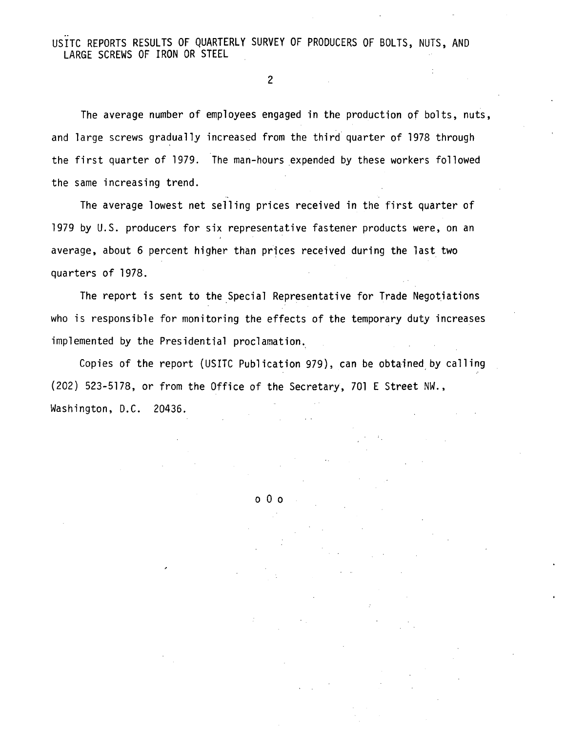The average number of employees engaged in the production of bolts, nuts, and large screws gradually increased from the third quarter of 1978 through the first quarter of 1979. The man-hours expended by these workers followed the same increasing trend.

The average lowest net selling prices received in the first quarter of 1979 by U.S. producers for six representative fastener products were, on an average, about 6 percent higher than prices received during the last two quarters of 1978.

The report is sent to the Special Representative for Trade Negotiations who is responsible for monitoring the effects of the temporary duty increases implemented by the Presidential proclamation.

Copies of the report (USITC Publication 979), can be obtained by calling (202) 523-5178, or from the Office of the Secretary, 701 E Street NW., Washington, D.C. 20436.

o 0 o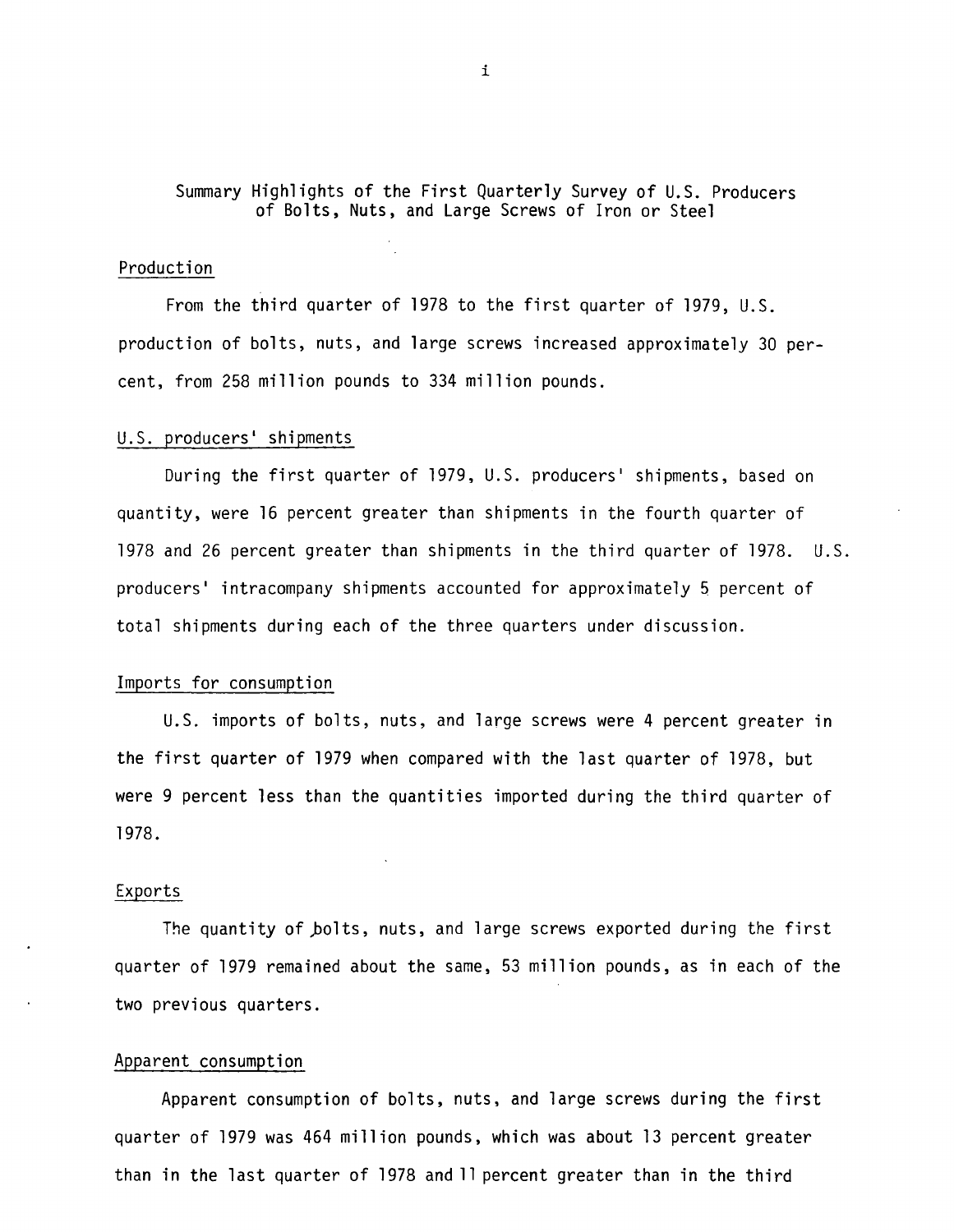Summary Highlights of the First Quarterly Survey of U.S. Producers of Bolts, Nuts, and Large Screws of Iron or Steel

## Production

From the third quarter of 1978 to the first quarter of 1979, U.S. production of bolts, nuts, and large screws increased approximately 30 percent, from 258 million pounds to 334 million pounds.

## U.S. producers' shipments

During the first quarter of 1979, U.S. producers' shipments, based on quantity, were 16 percent greater than shipments in the fourth quarter of 1978 and 26 percent greater than shipments in the third quarter of 1978. U.S. producers' intracompany shipments accounted for approximately 5 percent of total shipments during each of the three quarters under discussion.

## Imports for consumption

U.S. imports of bolts, nuts, and large screws were 4 percent greater in the first quarter of 1979 when compared with the last quarter of 1978, but were 9 percent less than the quantities imported during the third quarter of 1978.

## Exports

The quantity of bolts, nuts, and large screws exported during the first quarter of 1979 remained about the same, 53 million pounds, as in each of the two previous quarters.

## Apparent consumption

Apparent consumption of bolts, nuts, and large screws during the first quarter of 1979 was 464 million pounds, which was about 13 percent greater than in the last quarter of 1978 and 11 percent greater than in the third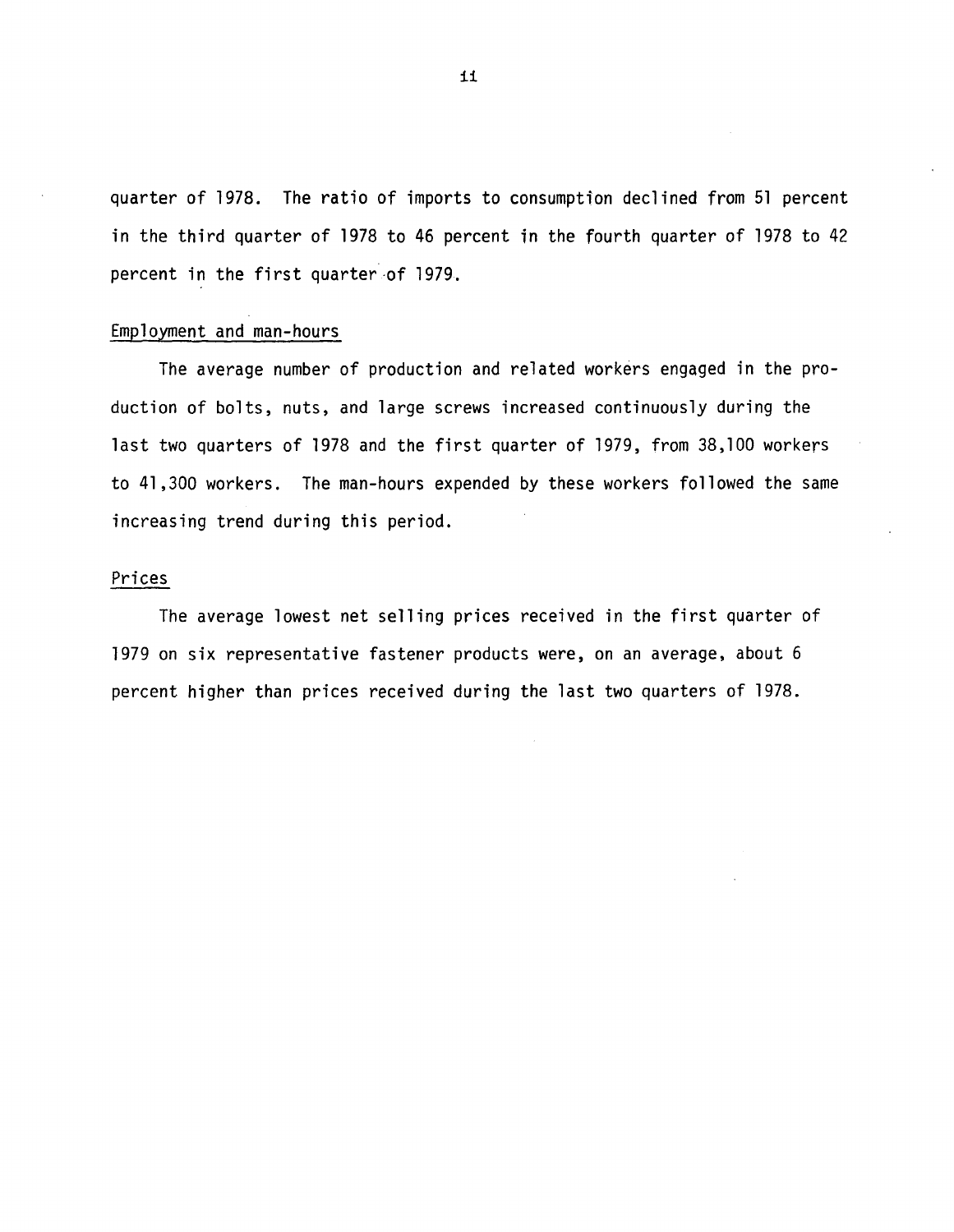quarter of 1978. The ratio of imports to consumption declined from 51 percent in the third quarter of 1978 to 46 percent in the fourth quarter of 1978 to 42 percent in the first quarter of 1979.

### Employment and man-hours

The average number of production and related workers engaged in the production of bolts, nuts, and large screws increased continuously during the last two quarters of 1978 and the first quarter of 1979, from 38,100 workers to 41,300 workers. The man-hours expended by these workers followed the same increasing trend during this period.

### Prices

The average lowest net selling prices received in the first quarter of 1979 on six representative fastener products were, on an average, about 6 percent higher than prices received during the last two quarters of 1978.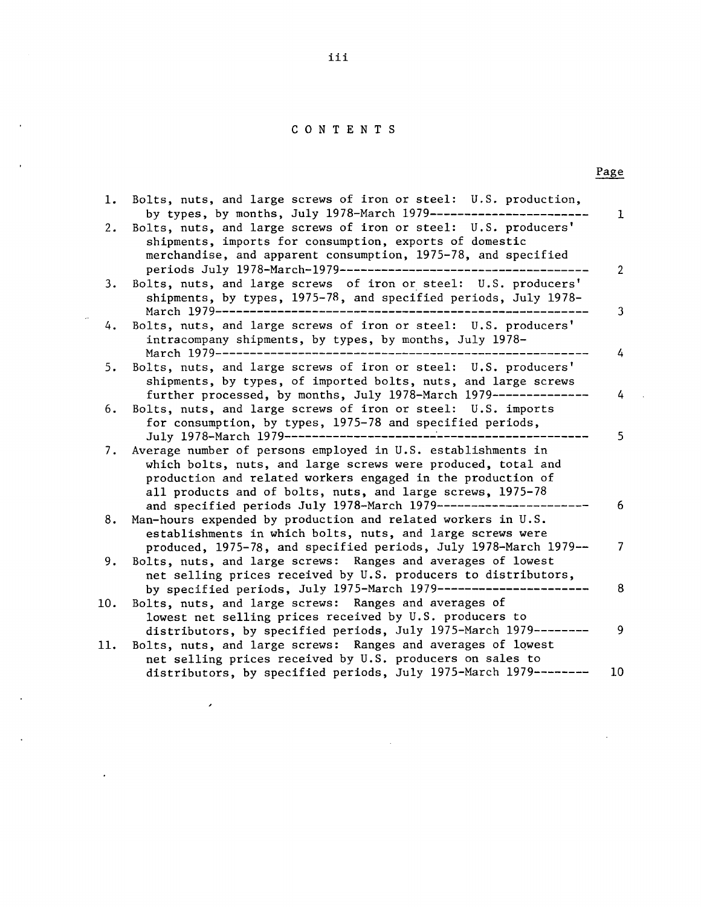# CONTENTS

| | | Page |
|---|---|---|
| 1. | Bolts, nuts, and large screws of iron or steel: U.S. production, by types, by months, July 1978-March 1979----------------------- | 1 |
| 2. | Bolts, nuts, and large screws of iron or steel: U.S. producers' shipments, imports for consumption, exports of domestic merchandise, and apparent consumption, 1975-78, and specified periods July 1978-March-1979------------------------------------- | 2 |
| 3. | Bolts, nuts, and large screws of iron or steel: U.S. producers' shipments, by types, 1975-78, and specified periods, July 1978-March 1979------------------------------------------------------ | 3 |
| 4. | Bolts, nuts, and large screws of iron or steel: U.S. producers' intracompany shipments, by types, by months, July 1978-March 1979------------------------------------------------------ | 4 |
| 5. | Bolts, nuts, and large screws of iron or steel: U.S. producers' shipments, by types, of imported bolts, nuts, and large screws further processed, by months, July 1978-March 1979-------------- | 4 |
| 6. | Bolts, nuts, and large screws of iron or steel: U.S. imports for consumption, by types, 1975-78 and specified periods, July 1978-March 1979--------------------------------------------- | 5 |
| 7. | Average number of persons employed in U.S. establishments in which bolts, nuts, and large screws were produced, total and production and related workers engaged in the production of all products and of bolts, nuts, and large screws, 1975-78 and specified periods July 1978-March 1979---------------------- | 6 |
| 8. | Man-hours expended by production and related workers in U.S. establishments in which bolts, nuts, and large screws were produced, 1975-78, and specified periods, July 1978-March 1979-- | 7 |
| 9. | Bolts, nuts, and large screws: Ranges and averages of lowest net selling prices received by U.S. producers to distributors, by specified periods, July 1975-March 1979---------------------- | 8 |
| 10. | Bolts, nuts, and large screws: Ranges and averages of lowest net selling prices received by U.S. producers to distributors, by specified periods, July 1975-March 1979-------- | 9 |
| 11. | Bolts, nuts, and large screws: Ranges and averages of lowest net selling prices received by U.S. producers on sales to distributors, by specified periods, July 1975-March 1979-------- | 10 |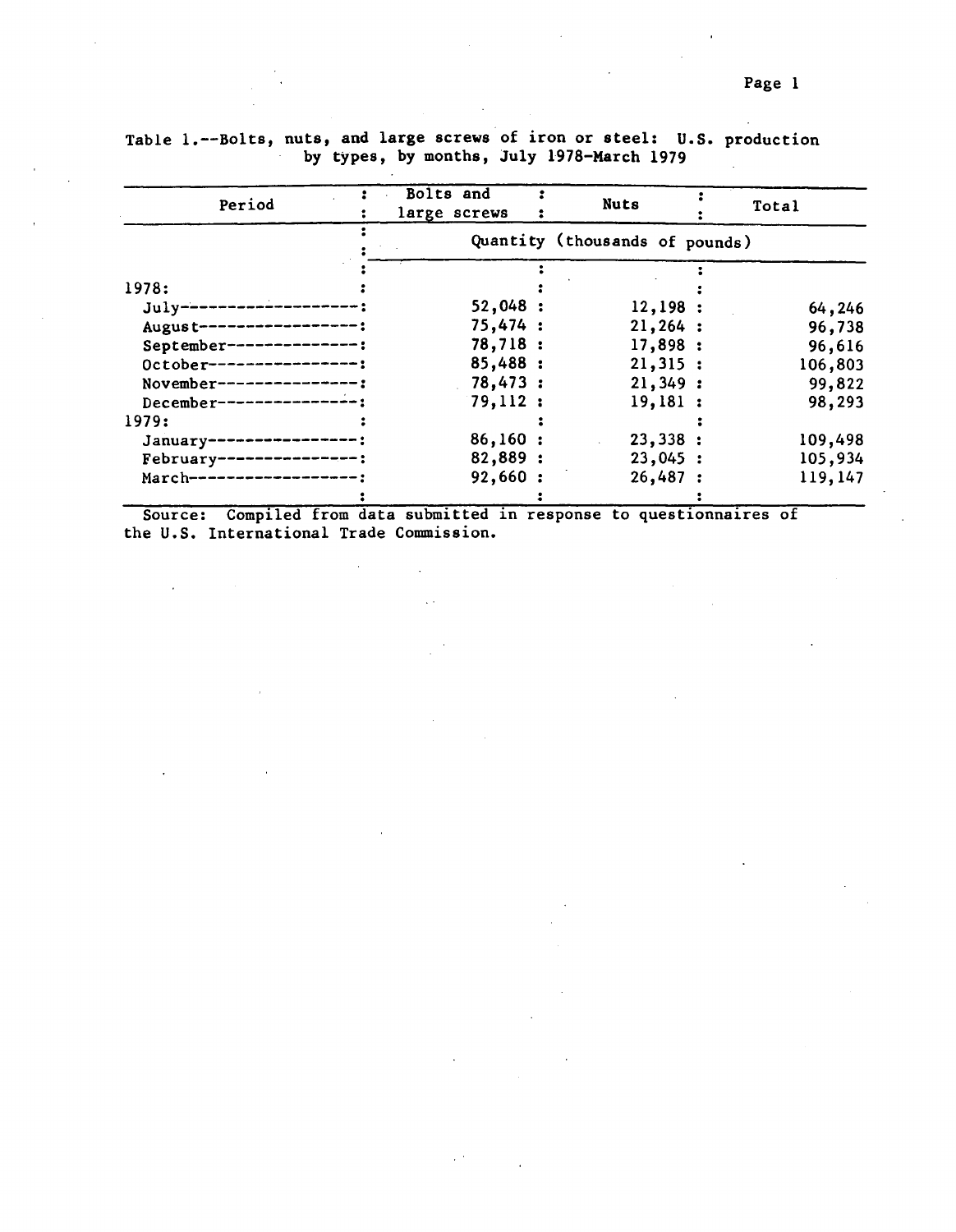Table 1.--Bolts, nuts, and large screws of iron or steel: U.S. production by types, by months, July 1978-March 1979

| Period | Bolts and large screws | Nuts | Total |
|---|---|---|---|
| | Quantity (thousands of pounds) | | |
| 1978: | | | |
| July | 52,048 | 12,198 | 64,246 |
| August | 75,474 | 21,264 | 96,738 |
| September | 78,718 | 17,898 | 96,616 |
| October | 85,488 | 21,315 | 106,803 |
| November | 78,473 | 21,349 | 99,822 |
| December | 79,112 | 19,181 | 98,293 |
| 1979: | | | |
| January | 86,160 | 23,338 | 109,498 |
| February | 82,889 | 23,045 | 105,934 |
| March | 92,660 | 26,487 | 119,147 |

Source: Compiled from data submitted in response to questionnaires of the U.S. International Trade Commission.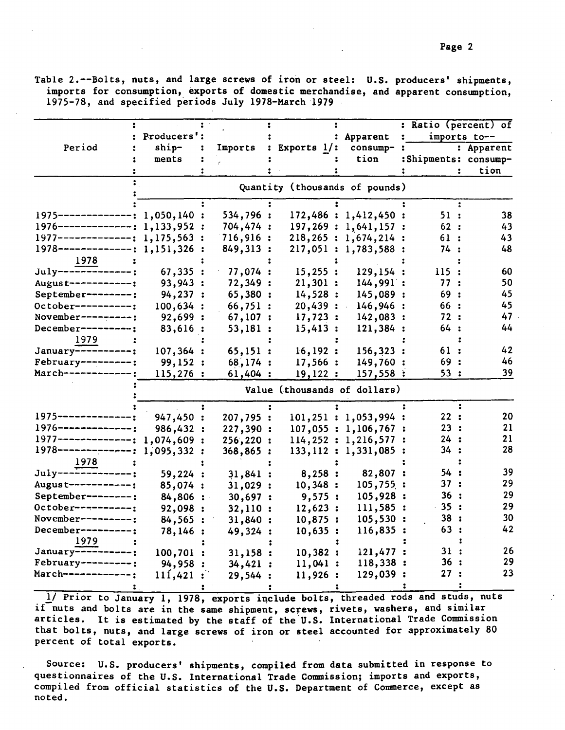Table 2.--Bolts, nuts, and large screws of iron or steel: U.S. producers' shipments, imports for consumption, exports of domestic merchandise, and apparent consumption, 1975-78, and specified periods July 1978-March 1979

| Period | Producers' shipments | Imports | Exports 1/ | Apparent consumption | Ratio (percent) of imports to-- Shipments | Ratio (percent) of imports to-- Apparent consumption |
|---|---|---|---|---|---|---|
| | Quantity (thousands of pounds) | | | | | |
| 1975 | 1,050,140 | 534,796 | 172,486 | 1,412,450 | 51 | 38 |
| 1976 | 1,133,952 | 704,474 | 197,269 | 1,641,157 | 62 | 43 |
| 1977 | 1,175,563 | 716,916 | 218,265 | 1,674,214 | 61 | 43 |
| 1978 | 1,151,326 | 849,313 | 217,051 | 1,783,588 | 74 | 48 |
| 1978 | | | | | | |
| July | 67,335 | 77,074 | 15,255 | 129,154 | 115 | 60 |
| August | 93,943 | 72,349 | 21,301 | 144,991 | 77 | 50 |
| September | 94,237 | 65,380 | 14,528 | 145,089 | 69 | 45 |
| October | 100,634 | 66,751 | 20,439 | 146,946 | 66 | 45 |
| November | 92,699 | 67,107 | 17,723 | 142,083 | 72 | 47 |
| December | 83,616 | 53,181 | 15,413 | 121,384 | 64 | 44 |
| 1979 | | | | | | |
| January | 107,364 | 65,151 | 16,192 | 156,323 | 61 | 42 |
| February | 99,152 | 68,174 | 17,566 | 149,760 | 69 | 46 |
| March | 115,276 | 61,404 | 19,122 | 157,558 | 53 | 39 |
| | Value (thousands of dollars) | | | | | |
| 1975 | 947,450 | 207,795 | 101,251 | 1,053,994 | 22 | 20 |
| 1976 | 986,432 | 227,390 | 107,055 | 1,106,767 | 23 | 21 |
| 1977 | 1,074,609 | 256,220 | 114,252 | 1,216,577 | 24 | 21 |
| 1978 | 1,095,332 | 368,865 | 133,112 | 1,331,085 | 34 | 28 |
| 1978 | | | | | | |
| July | 59,224 | 31,841 | 8,258 | 82,807 | 54 | 39 |
| August | 85,074 | 31,029 | 10,348 | 105,755 | 37 | 29 |
| September | 84,806 | 30,697 | 9,575 | 105,928 | 36 | 29 |
| October | 92,098 | 32,110 | 12,623 | 111,585 | 35 | 29 |
| November | 84,565 | 31,840 | 10,875 | 105,530 | 38 | 30 |
| December | 78,146 | 49,324 | 10,635 | 116,835 | 63 | 42 |
| 1979 | | | | | | |
| January | 100,701 | 31,158 | 10,382 | 121,477 | 31 | 26 |
| February | 94,958 | 34,421 | 11,041 | 118,338 | 36 | 29 |
| March | 111,421 | 29,544 | 11,926 | 129,039 | 27 | 23 |

1/ Prior to January 1, 1978, exports include bolts, threaded rods and studs, nuts if nuts and bolts are in the same shipment, screws, rivets, washers, and similar articles. It is estimated by the staff of the U.S. International Trade Commission that bolts, nuts, and large screws of iron or steel accounted for approximately 80 percent of total exports.

Source: U.S. producers' shipments, compiled from data submitted in response to questionnaires of the U.S. International Trade Commission; imports and exports, compiled from official statistics of the U.S. Department of Commerce, except as noted.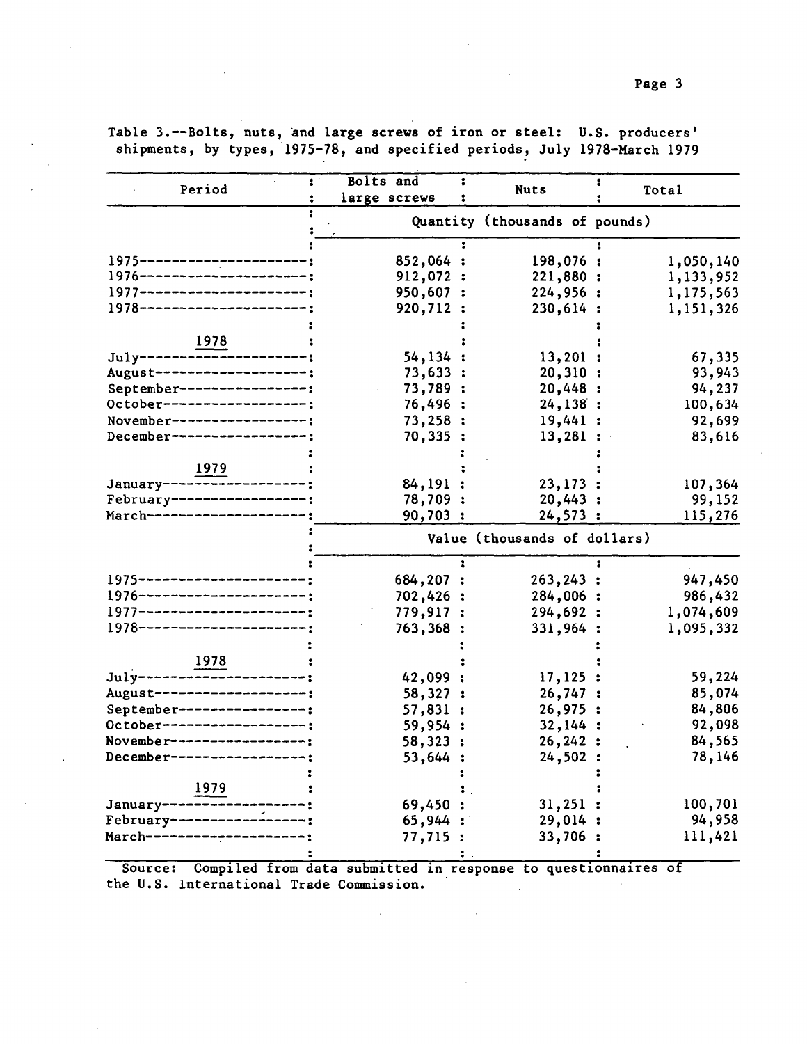Table 3.--Bolts, nuts, and large screws of iron or steel: U.S. producers' shipments, by types, 1975-78, and specified periods, July 1978-March 1979

| Period | Bolts and large screws | Nuts | Total |
|---|---|---|---|
| | Quantity (thousands of pounds) | | |
| 1975 | 852,064 | 198,076 | 1,050,140 |
| 1976 | 912,072 | 221,880 | 1,133,952 |
| 1977 | 950,607 | 224,956 | 1,175,563 |
| 1978 | 920,712 | 230,614 | 1,151,326 |
| 1978 | | | |
| July | 54,134 | 13,201 | 67,335 |
| August | 73,633 | 20,310 | 93,943 |
| September | 73,789 | 20,448 | 94,237 |
| October | 76,496 | 24,138 | 100,634 |
| November | 73,258 | 19,441 | 92,699 |
| December | 70,335 | 13,281 | 83,616 |
| 1979 | | | |
| January | 84,191 | 23,173 | 107,364 |
| February | 78,709 | 20,443 | 99,152 |
| March | 90,703 | 24,573 | 115,276 |
| | Value (thousands of dollars) | | |
| 1975 | 684,207 | 263,243 | 947,450 |
| 1976 | 702,426 | 284,006 | 986,432 |
| 1977 | 779,917 | 294,692 | 1,074,609 |
| 1978 | 763,368 | 331,964 | 1,095,332 |
| 1978 | | | |
| July | 42,099 | 17,125 | 59,224 |
| August | 58,327 | 26,747 | 85,074 |
| September | 57,831 | 26,975 | 84,806 |
| October | 59,954 | 32,144 | 92,098 |
| November | 58,323 | 26,242 | 84,565 |
| December | 53,644 | 24,502 | 78,146 |
| 1979 | | | |
| January | 69,450 | 31,251 | 100,701 |
| February | 65,944 | 29,014 | 94,958 |
| March | 77,715 | 33,706 | 111,421 |

Source: Compiled from data submitted in response to questionnaires of the U.S. International Trade Commission.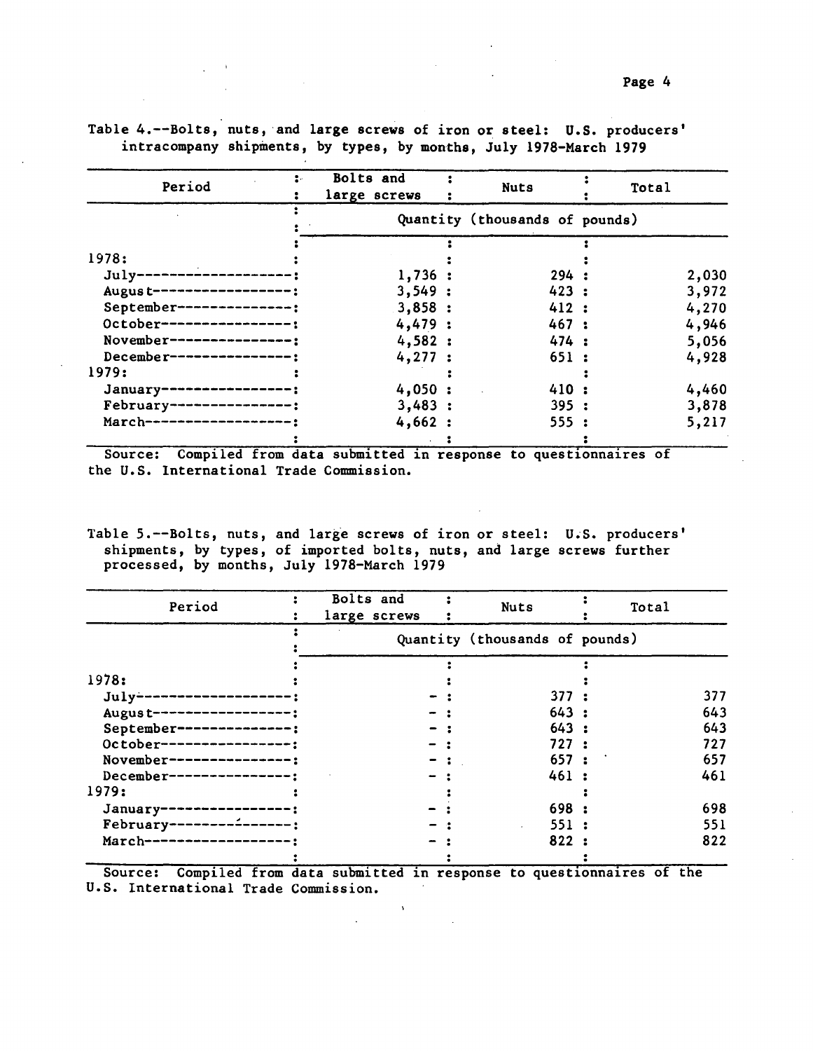Table 4.--Bolts, nuts, and large screws of iron or steel: U.S. producers' intracompany shipments, by types, by months, July 1978-March 1979

| Period | Bolts and large screws | Nuts | Total |
|---|---|---|---|
| | Quantity (thousands of pounds) | | |
| 1978: | | | |
| July | 1,736 | 294 | 2,030 |
| August | 3,549 | 423 | 3,972 |
| September | 3,858 | 412 | 4,270 |
| October | 4,479 | 467 | 4,946 |
| November | 4,582 | 474 | 5,056 |
| December | 4,277 | 651 | 4,928 |
| 1979: | | | |
| January | 4,050 | 410 | 4,460 |
| February | 3,483 | 395 | 3,878 |
| March | 4,662 | 555 | 5,217 |

Source: Compiled from data submitted in response to questionnaires of the U.S. International Trade Commission.

Table 5.--Bolts, nuts, and large screws of iron or steel: U.S. producers' shipments, by types, of imported bolts, nuts, and large screws further processed, by months, July 1978-March 1979

| Period | Bolts and large screws | Nuts | Total |
|---|---|---|---|
| | Quantity (thousands of pounds) | | |
| 1978: | | | |
| July | - | 377 | 377 |
| August | - | 643 | 643 |
| September | - | 643 | 643 |
| October | - | 727 | 727 |
| November | - | 657 | 657 |
| December | - | 461 | 461 |
| 1979: | | | |
| January | - | 698 | 698 |
| February | - | 551 | 551 |
| March | - | 822 | 822 |

Source: Compiled from data submitted in response to questionnaires of the U.S. International Trade Commission.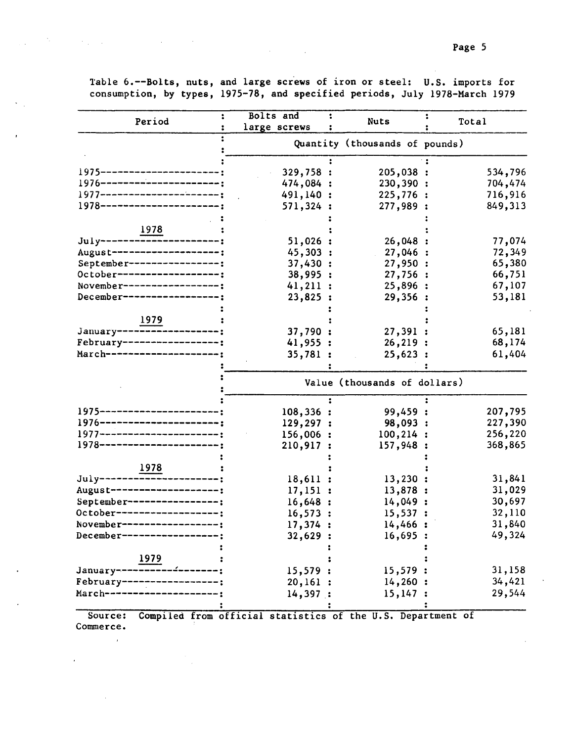Table 6.--Bolts, nuts, and large screws of iron or steel: U.S. imports for consumption, by types, 1975-78, and specified periods, July 1978-March 1979

| Period | Bolts and large screws | Nuts | Total |
|---|---|---|---|
| | Quantity (thousands of pounds) | | |
| 1975 | 329,758 | 205,038 | 534,796 |
| 1976 | 474,084 | 230,390 | 704,474 |
| 1977 | 491,140 | 225,776 | 716,916 |
| 1978 | 571,324 | 277,989 | 849,313 |
| 1978 | | | |
| July | 51,026 | 26,048 | 77,074 |
| August | 45,303 | 27,046 | 72,349 |
| September | 37,430 | 27,950 | 65,380 |
| October | 38,995 | 27,756 | 66,751 |
| November | 41,211 | 25,896 | 67,107 |
| December | 23,825 | 29,356 | 53,181 |
| 1979 | | | |
| January | 37,790 | 27,391 | 65,181 |
| February | 41,955 | 26,219 | 68,174 |
| March | 35,781 | 25,623 | 61,404 |
| | Value (thousands of dollars) | | |
| 1975 | 108,336 | 99,459 | 207,795 |
| 1976 | 129,297 | 98,093 | 227,390 |
| 1977 | 156,006 | 100,214 | 256,220 |
| 1978 | 210,917 | 157,948 | 368,865 |
| 1978 | | | |
| July | 18,611 | 13,230 | 31,841 |
| August | 17,151 | 13,878 | 31,029 |
| September | 16,648 | 14,049 | 30,697 |
| October | 16,573 | 15,537 | 32,110 |
| November | 17,374 | 14,466 | 31,840 |
| December | 32,629 | 16,695 | 49,324 |
| 1979 | | | |
| January | 15,579 | 15,579 | 31,158 |
| February | 20,161 | 14,260 | 34,421 |
| March | 14,397 | 15,147 | 29,544 |

Source: Compiled from official statistics of the U.S. Department of Commerce.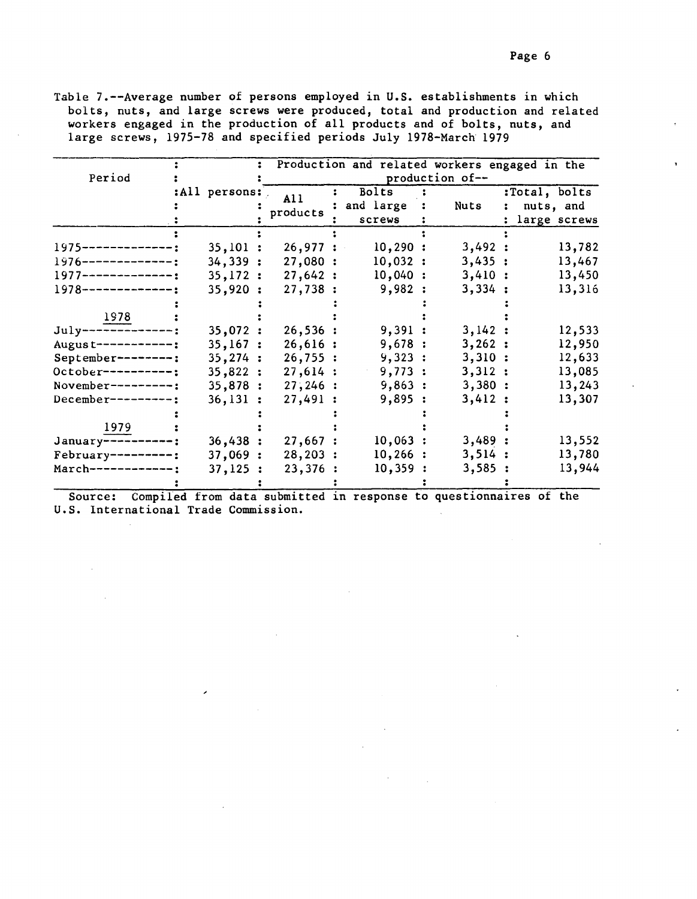Table 7.--Average number of persons employed in U.S. establishments in which bolts, nuts, and large screws were produced, total and production and related workers engaged in the production of all products and of bolts, nuts, and large screws, 1975-78 and specified periods July 1978-March 1979

| Period | All persons | Production and related workers engaged in the production of-- | | | |
|---|---|---|---|---|---|
| | | All products | Bolts and large screws | Nuts | Total, bolts nuts, and large screws |
| 1975 | 35,101 | 26,977 | 10,290 | 3,492 | 13,782 |
| 1976 | 34,339 | 27,080 | 10,032 | 3,435 | 13,467 |
| 1977 | 35,172 | 27,642 | 10,040 | 3,410 | 13,450 |
| 1978 | 35,920 | 27,738 | 9,982 | 3,334 | 13,316 |
| 1978 | | | | | |
| July | 35,072 | 26,536 | 9,391 | 3,142 | 12,533 |
| August | 35,167 | 26,616 | 9,678 | 3,262 | 12,950 |
| September | 35,274 | 26,755 | 9,323 | 3,310 | 12,633 |
| October | 35,822 | 27,614 | 9,773 | 3,312 | 13,085 |
| November | 35,878 | 27,246 | 9,863 | 3,380 | 13,243 |
| December | 36,131 | 27,491 | 9,895 | 3,412 | 13,307 |
| 1979 | | | | | |
| January | 36,438 | 27,667 | 10,063 | 3,489 | 13,552 |
| February | 37,069 | 28,203 | 10,266 | 3,514 | 13,780 |
| March | 37,125 | 23,376 | 10,359 | 3,585 | 13,944 |

Source: Compiled from data submitted in response to questionnaires of the U.S. International Trade Commission.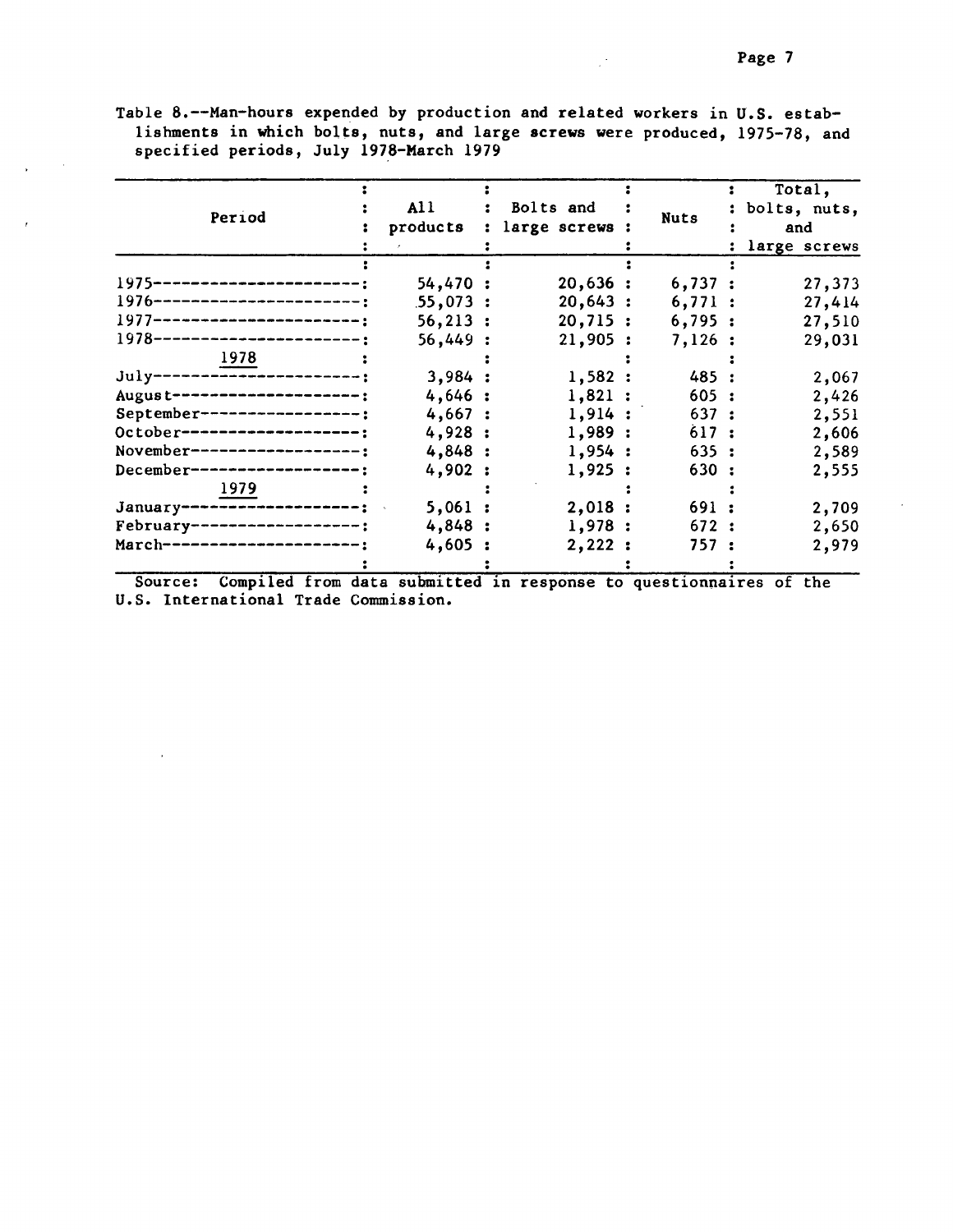Table 8.--Man-hours expended by production and related workers in U.S. establishments in which bolts, nuts, and large screws were produced, 1975-78, and specified periods, July 1978-March 1979

| Period | All products | Bolts and large screws | Nuts | Total, bolts, nuts, and large screws |
|---|---|---|---|---|
| 1975 | 54,470 | 20,636 | 6,737 | 27,373 |
| 1976 | 55,073 | 20,643 | 6,771 | 27,414 |
| 1977 | 56,213 | 20,715 | 6,795 | 27,510 |
| 1978 | 56,449 | 21,905 | 7,126 | 29,031 |
| 1978 | | | | |
| July | 3,984 | 1,582 | 485 | 2,067 |
| August | 4,646 | 1,821 | 605 | 2,426 |
| September | 4,667 | 1,914 | 637 | 2,551 |
| October | 4,928 | 1,989 | 617 | 2,606 |
| November | 4,848 | 1,954 | 635 | 2,589 |
| December | 4,902 | 1,925 | 630 | 2,555 |
| 1979 | | | | |
| January | 5,061 | 2,018 | 691 | 2,709 |
| February | 4,848 | 1,978 | 672 | 2,650 |
| March | 4,605 | 2,222 | 757 | 2,979 |

Source: Compiled from data submitted in response to questionnaires of the U.S. International Trade Commission.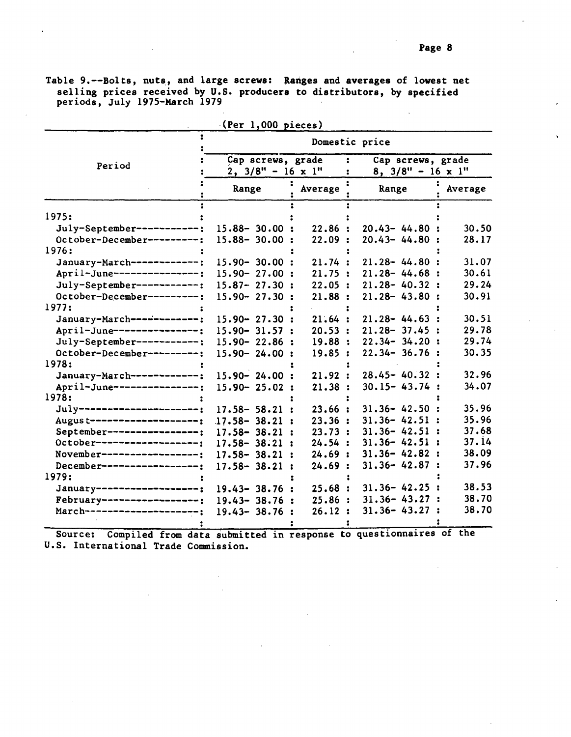Table 9.--Bolts, nuts, and large screws: Ranges and averages of lowest net selling prices received by U.S. producers to distributors, by specified periods, July 1975-March 1979

(Per 1,000 pieces)

| Period | Domestic price | | | |
|---|---|---|---|---|
| | Cap screws, grade 2, 3/8" - 16 x 1" | | Cap screws, grade 8, 3/8" - 16 x 1" | |
| | Range | Average | Range | Average |
| 1975: | | | | |
| July-September | 15.88- 30.00 | 22.86 | 20.43- 44.80 | 30.50 |
| October-December | 15.88- 30.00 | 22.09 | 20.43- 44.80 | 28.17 |
| 1976: | | | | |
| January-March | 15.90- 30.00 | 21.74 | 21.28- 44.80 | 31.07 |
| April-June | 15.90- 27.00 | 21.75 | 21.28- 44.68 | 30.61 |
| July-September | 15.87- 27.30 | 22.05 | 21.28- 40.32 | 29.24 |
| October-December | 15.90- 27.30 | 21.88 | 21.28- 43.80 | 30.91 |
| 1977: | | | | |
| January-March | 15.90- 27.30 | 21.64 | 21.28- 44.63 | 30.51 |
| April-June | 15.90- 31.57 | 20.53 | 21.28- 37.45 | 29.78 |
| July-September | 15.90- 22.86 | 19.88 | 22.34- 34.20 | 29.74 |
| October-December | 15.90- 24.00 | 19.85 | 22.34- 36.76 | 30.35 |
| 1978: | | | | |
| January-March | 15.90- 24.00 | 21.92 | 28.45- 40.32 | 32.96 |
| April-June | 15.90- 25.02 | 21.38 | 30.15- 43.74 | 34.07 |
| 1978: | | | | |
| July | 17.58- 58.21 | 23.66 | 31.36- 42.50 | 35.96 |
| August | 17.58- 38.21 | 23.36 | 31.36- 42.51 | 35.96 |
| September | 17.58- 38.21 | 23.73 | 31.36- 42.51 | 37.68 |
| October | 17.58- 38.21 | 24.54 | 31.36- 42.51 | 37.14 |
| November | 17.58- 38.21 | 24.69 | 31.36- 42.82 | 38.09 |
| December | 17.58- 38.21 | 24.69 | 31.36- 42.87 | 37.96 |
| 1979: | | | | |
| January | 19.43- 38.76 | 25.68 | 31.36- 42.25 | 38.53 |
| February | 19.43- 38.76 | 25.86 | 31.36- 43.27 | 38.70 |
| March | 19.43- 38.76 | 26.12 | 31.36- 43.27 | 38.70 |

Source: Compiled from data submitted in response to questionnaires of the U.S. International Trade Commission.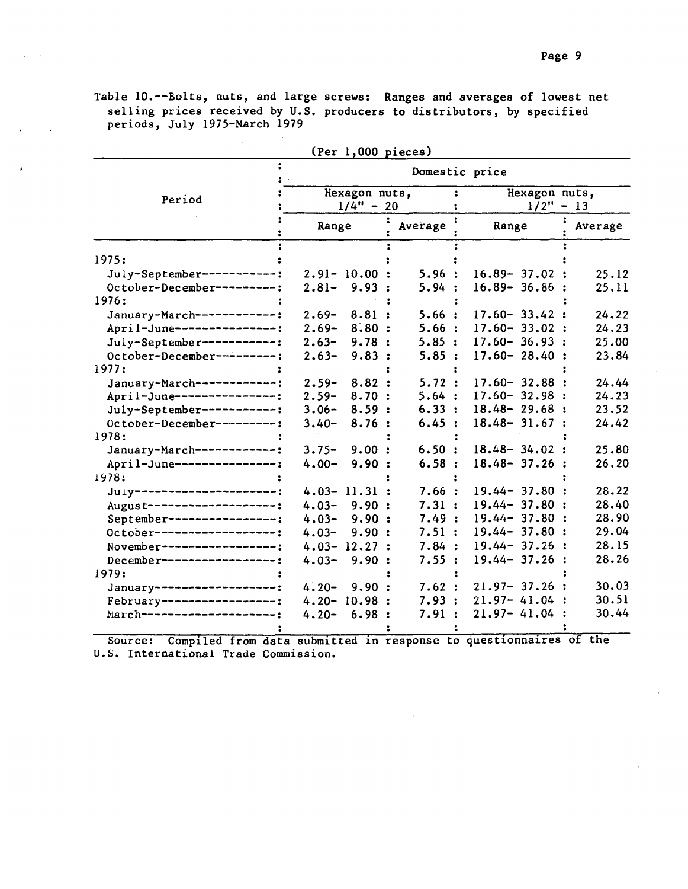Table 10.--Bolts, nuts, and large screws: Ranges and averages of lowest net selling prices received by U.S. producers to distributors, by specified periods, July 1975-March 1979

(Per 1,000 pieces)

| Period | Domestic price | | | |
|---|---|---|---|---|
| | Hexagon nuts, 1/4" - 20 | | Hexagon nuts, 1/2" - 13 | |
| | Range | Average | Range | Average |
| 1975: | | | | |
| July-September | 2.91- 10.00 | 5.96 | 16.89- 37.02 | 25.12 |
| October-December | 2.81- 9.93 | 5.94 | 16.89- 36.86 | 25.11 |
| 1976: | | | | |
| January-March | 2.69- 8.81 | 5.66 | 17.60- 33.42 | 24.22 |
| April-June | 2.69- 8.80 | 5.66 | 17.60- 33.02 | 24.23 |
| July-September | 2.63- 9.78 | 5.85 | 17.60- 36.93 | 25.00 |
| October-December | 2.63- 9.83 | 5.85 | 17.60- 28.40 | 23.84 |
| 1977: | | | | |
| January-March | 2.59- 8.82 | 5.72 | 17.60- 32.88 | 24.44 |
| April-June | 2.59- 8.70 | 5.64 | 17.60- 32.98 | 24.23 |
| July-September | 3.06- 8.59 | 6.33 | 18.48- 29.68 | 23.52 |
| October-December | 3.40- 8.76 | 6.45 | 18.48- 31.67 | 24.42 |
| 1978: | | | | |
| January-March | 3.75- 9.00 | 6.50 | 18.48- 34.02 | 25.80 |
| April-June | 4.00- 9.90 | 6.58 | 18.48- 37.26 | 26.20 |
| 1978: | | | | |
| July | 4.03- 11.31 | 7.66 | 19.44- 37.80 | 28.22 |
| August | 4.03- 9.90 | 7.31 | 19.44- 37.80 | 28.40 |
| September | 4.03- 9.90 | 7.49 | 19.44- 37.80 | 28.90 |
| October | 4.03- 9.90 | 7.51 | 19.44- 37.80 | 29.04 |
| November | 4.03- 12.27 | 7.84 | 19.44- 37.26 | 28.15 |
| December | 4.03- 9.90 | 7.55 | 19.44- 37.26 | 28.26 |
| 1979: | | | | |
| January | 4.20- 9.90 | 7.62 | 21.97- 37.26 | 30.03 |
| February | 4.20- 10.98 | 7.93 | 21.97- 41.04 | 30.51 |
| March | 4.20- 6.98 | 7.91 | 21.97- 41.04 | 30.44 |

Source: Compiled from data submitted in response to questionnaires of the U.S. International Trade Commission.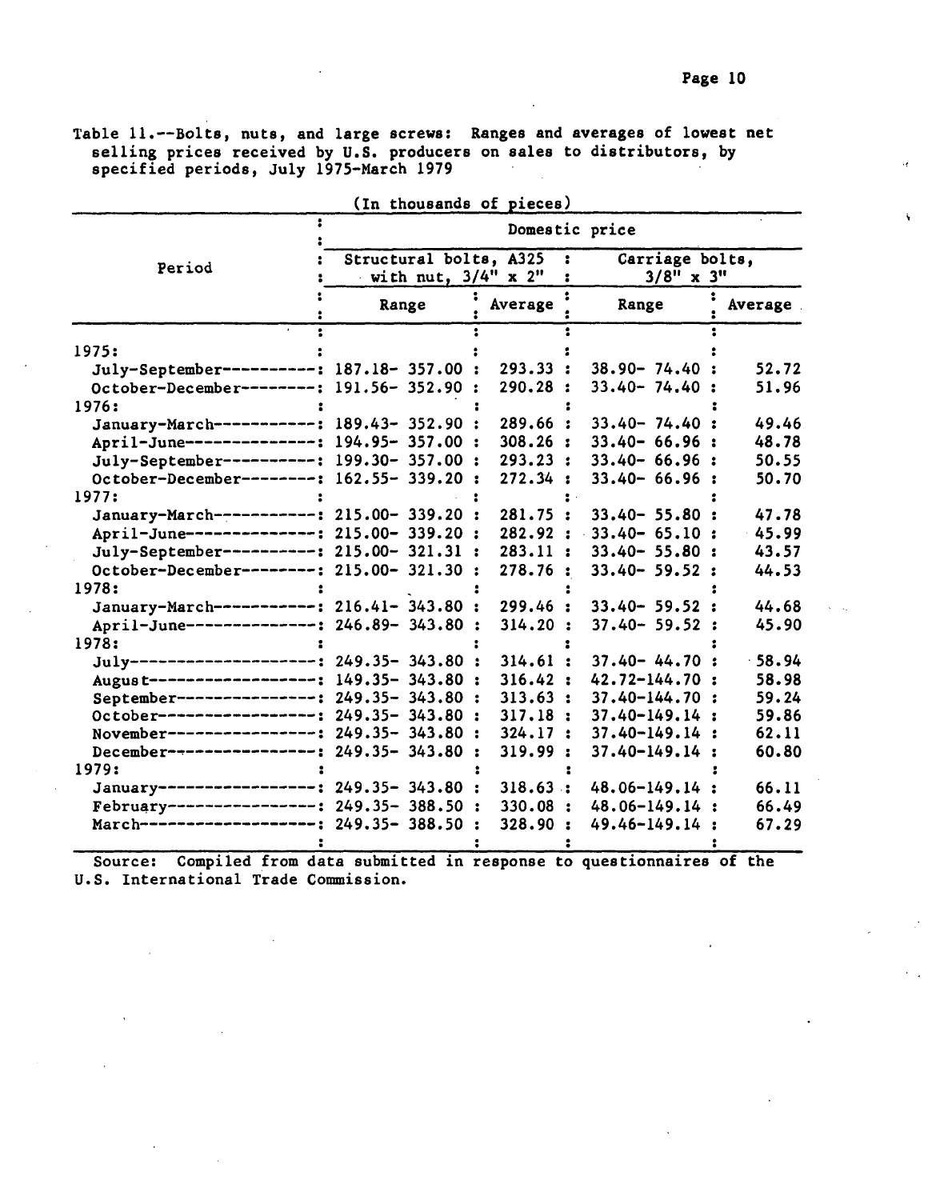Table 11.--Bolts, nuts, and large screws: Ranges and averages of lowest net selling prices received by U.S. producers on sales to distributors, by specified periods, July 1975-March 1979

(In thousands of pieces)

| Period | Domestic price | | | |
|---|---|---|---|---|
| | Structural bolts, A325 with nut, 3/4" x 2" | | Carriage bolts, 3/8" x 3" | |
| | Range | Average | Range | Average |
| 1975: | | | | |
| July-September | 187.18- 357.00 | 293.33 | 38.90- 74.40 | 52.72 |
| October-December | 191.56- 352.90 | 290.28 | 33.40- 74.40 | 51.96 |
| 1976: | | | | |
| January-March | 189.43- 352.90 | 289.66 | 33.40- 74.40 | 49.46 |
| April-June | 194.95- 357.00 | 308.26 | 33.40- 66.96 | 48.78 |
| July-September | 199.30- 357.00 | 293.23 | 33.40- 66.96 | 50.55 |
| October-December | 162.55- 339.20 | 272.34 | 33.40- 66.96 | 50.70 |
| 1977: | | | | |
| January-March | 215.00- 339.20 | 281.75 | 33.40- 55.80 | 47.78 |
| April-June | 215.00- 339.20 | 282.92 | 33.40- 65.10 | 45.99 |
| July-September | 215.00- 321.31 | 283.11 | 33.40- 55.80 | 43.57 |
| October-December | 215.00- 321.30 | 278.76 | 33.40- 59.52 | 44.53 |
| 1978: | | | | |
| January-March | 216.41- 343.80 | 299.46 | 33.40- 59.52 | 44.68 |
| April-June | 246.89- 343.80 | 314.20 | 37.40- 59.52 | 45.90 |
| 1978: | | | | |
| July | 249.35- 343.80 | 314.61 | 37.40- 44.70 | 58.94 |
| August | 149.35- 343.80 | 316.42 | 42.72-144.70 | 58.98 |
| September | 249.35- 343.80 | 313.63 | 37.40-144.70 | 59.24 |
| October | 249.35- 343.80 | 317.18 | 37.40-149.14 | 59.86 |
| November | 249.35- 343.80 | 324.17 | 37.40-149.14 | 62.11 |
| December | 249.35- 343.80 | 319.99 | 37.40-149.14 | 60.80 |
| 1979: | | | | |
| January | 249.35- 343.80 | 318.63 | 48.06-149.14 | 66.11 |
| February | 249.35- 388.50 | 330.08 | 48.06-149.14 | 66.49 |
| March | 249.35- 388.50 | 328.90 | 49.46-149.14 | 67.29 |

Source: Compiled from data submitted in response to questionnaires of the U.S. International Trade Commission.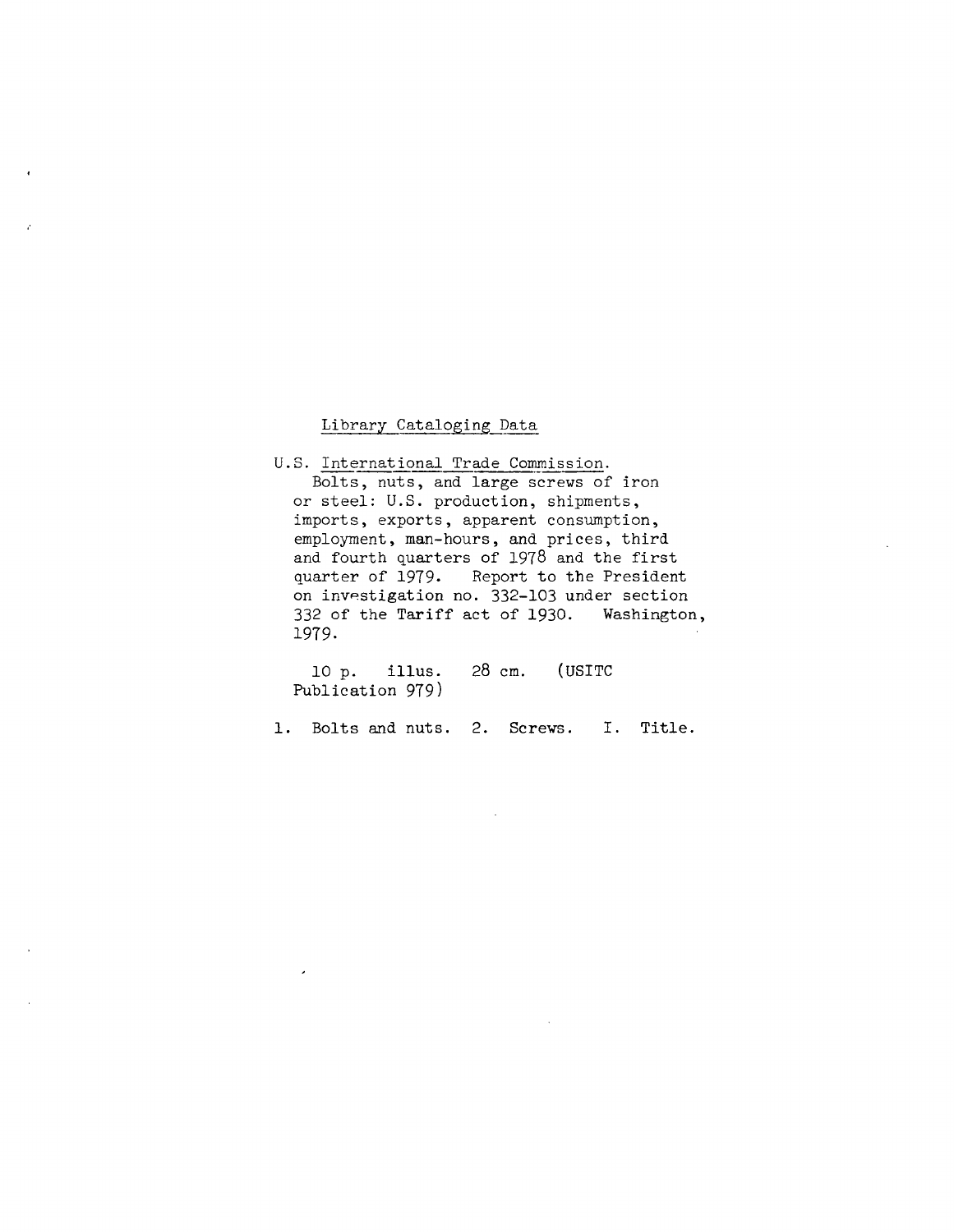Library Cataloging Data

U.S. International Trade Commission.
Bolts, nuts, and large screws of iron or steel: U.S. production, shipments, imports, exports, apparent consumption, employment, man-hours, and prices, third and fourth quarters of 1978 and the first quarter of 1979. Report to the President on investigation no. 332-103 under section 332 of the Tariff act of 1930. Washington, 1979.

10 p. illus. 28 cm. (USITC Publication 979)

1. Bolts and nuts. 2. Screws. I. Title.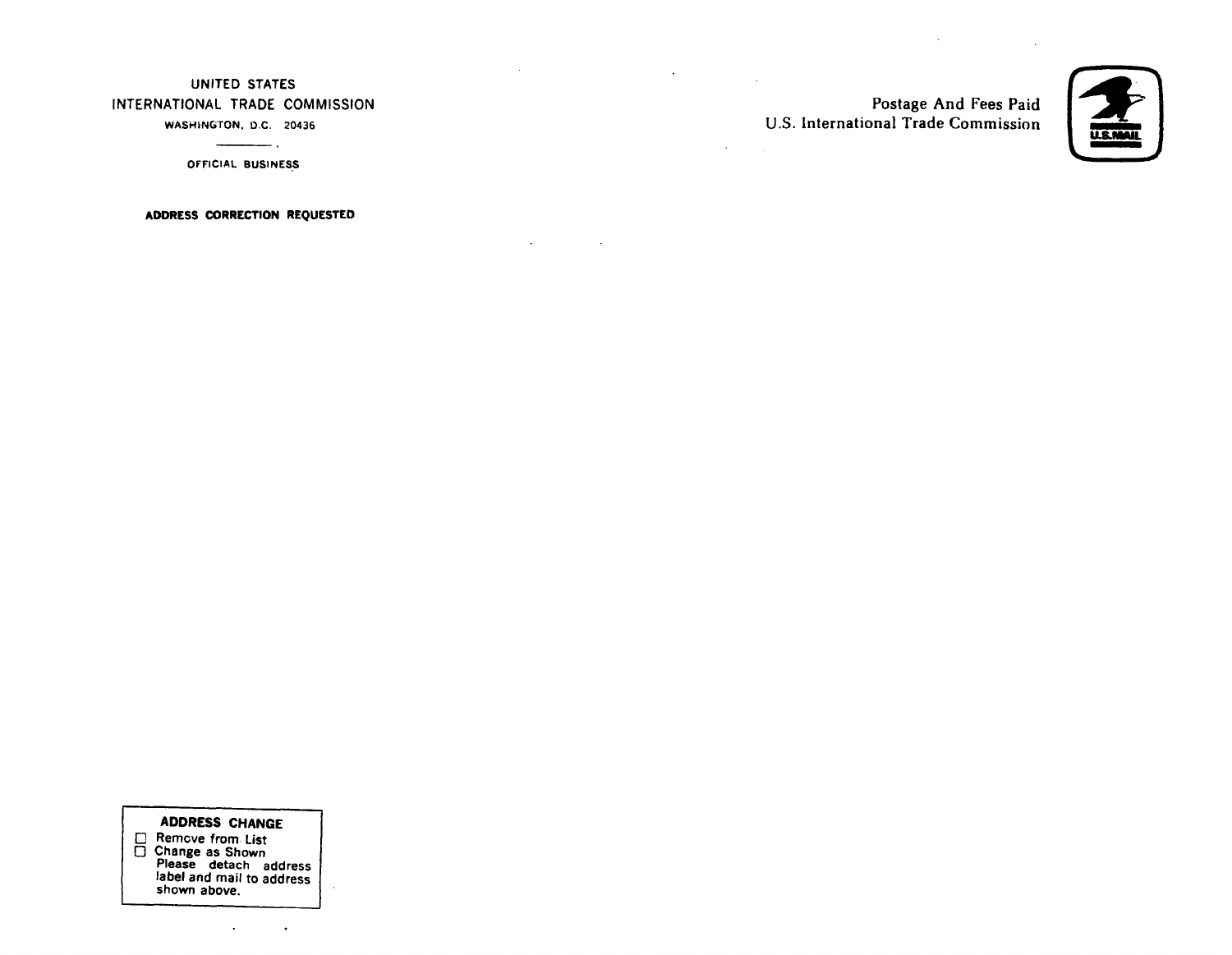UNITED STATES
INTERNATIONAL TRADE COMMISSION
WASHINGTON, D.C. 20436

OFFICIAL BUSINESS

**ADDRESS CORRECTION REQUESTED**

Postage And Fees Paid
U.S. International Trade Commission

U.S. MAIL

**ADDRESS CHANGE**

☐ Remove from List
☐ Change as Shown
Please detach address label and mail to address shown above.